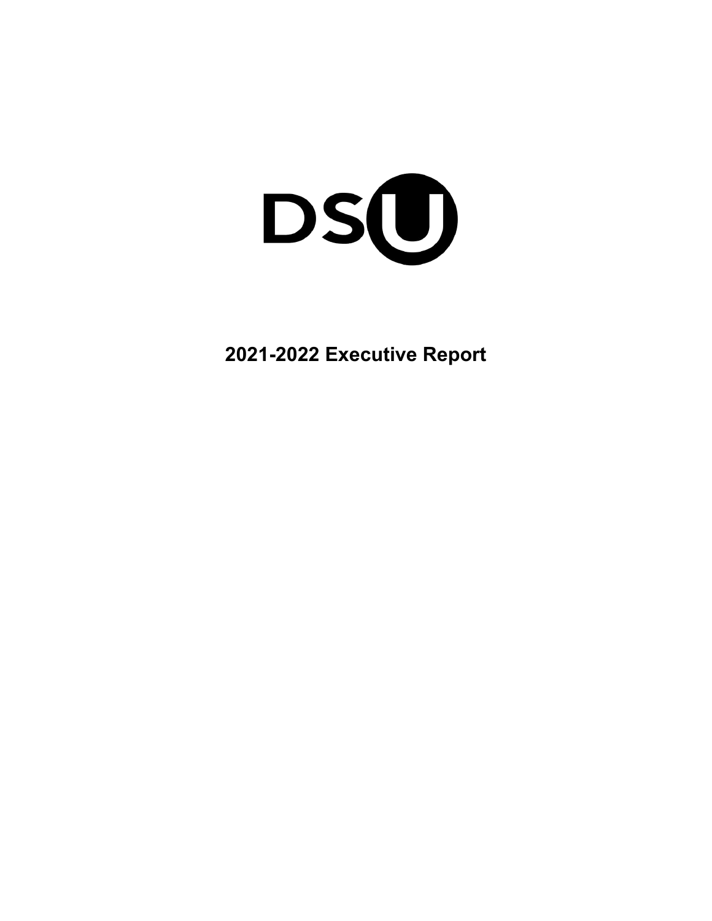DSU

# 2021-2022 Executive Report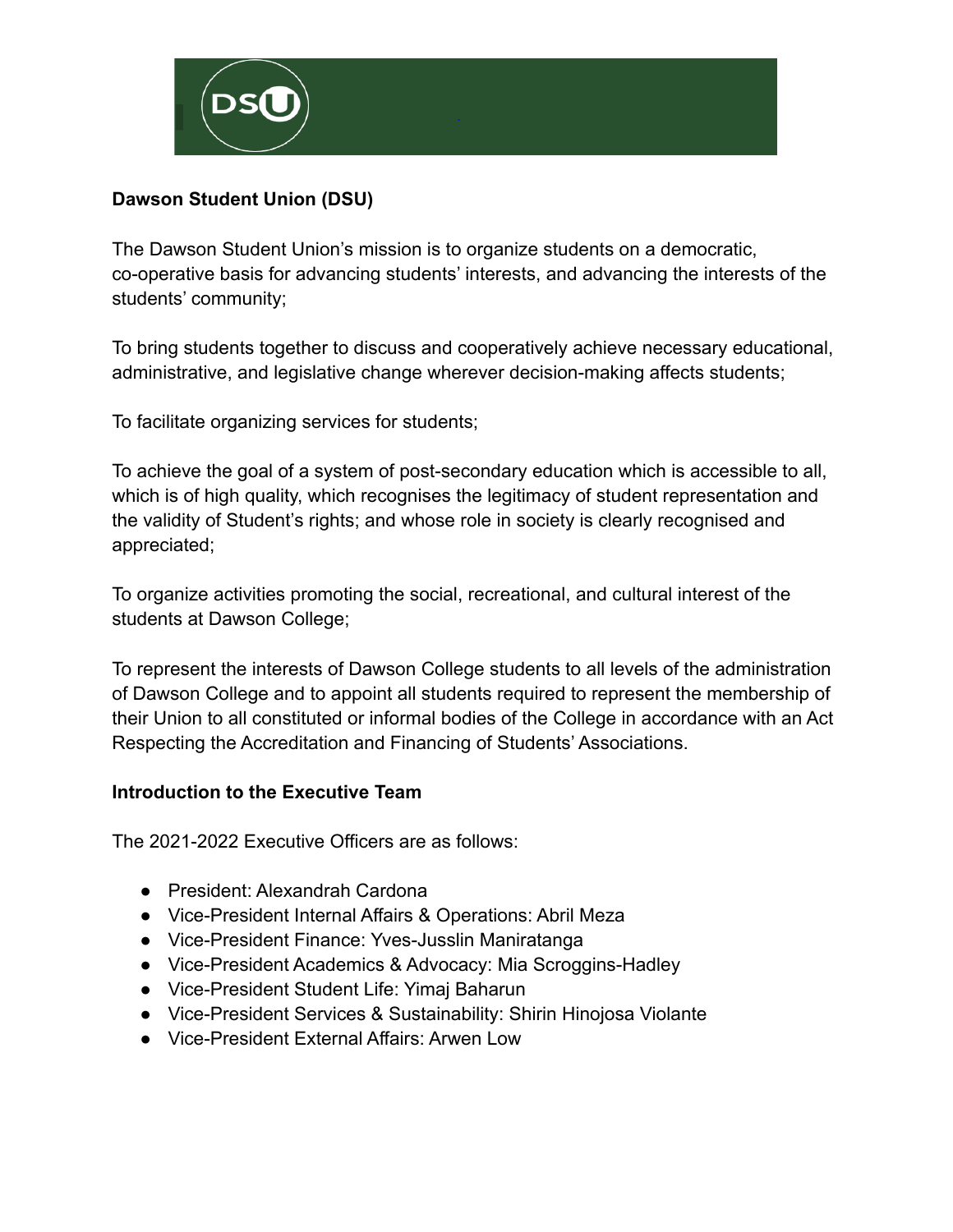**Dawson Student Union (DSU)**

The Dawson Student Union's mission is to organize students on a democratic, co-operative basis for advancing students' interests, and advancing the interests of the students' community;

To bring students together to discuss and cooperatively achieve necessary educational, administrative, and legislative change wherever decision-making affects students;

To facilitate organizing services for students;

To achieve the goal of a system of post-secondary education which is accessible to all, which is of high quality, which recognises the legitimacy of student representation and the validity of Student's rights; and whose role in society is clearly recognised and appreciated;

To organize activities promoting the social, recreational, and cultural interest of the students at Dawson College;

To represent the interests of Dawson College students to all levels of the administration of Dawson College and to appoint all students required to represent the membership of their Union to all constituted or informal bodies of the College in accordance with an Act Respecting the Accreditation and Financing of Students' Associations.

**Introduction to the Executive Team**

The 2021-2022 Executive Officers are as follows:

- President: Alexandrah Cardona
- Vice-President Internal Affairs & Operations: Abril Meza
- Vice-President Finance: Yves-Jusslin Maniratanga
- Vice-President Academics & Advocacy: Mia Scroggins-Hadley
- Vice-President Student Life: Yimaj Baharun
- Vice-President Services & Sustainability: Shirin Hinojosa Violante
- Vice-President External Affairs: Arwen Low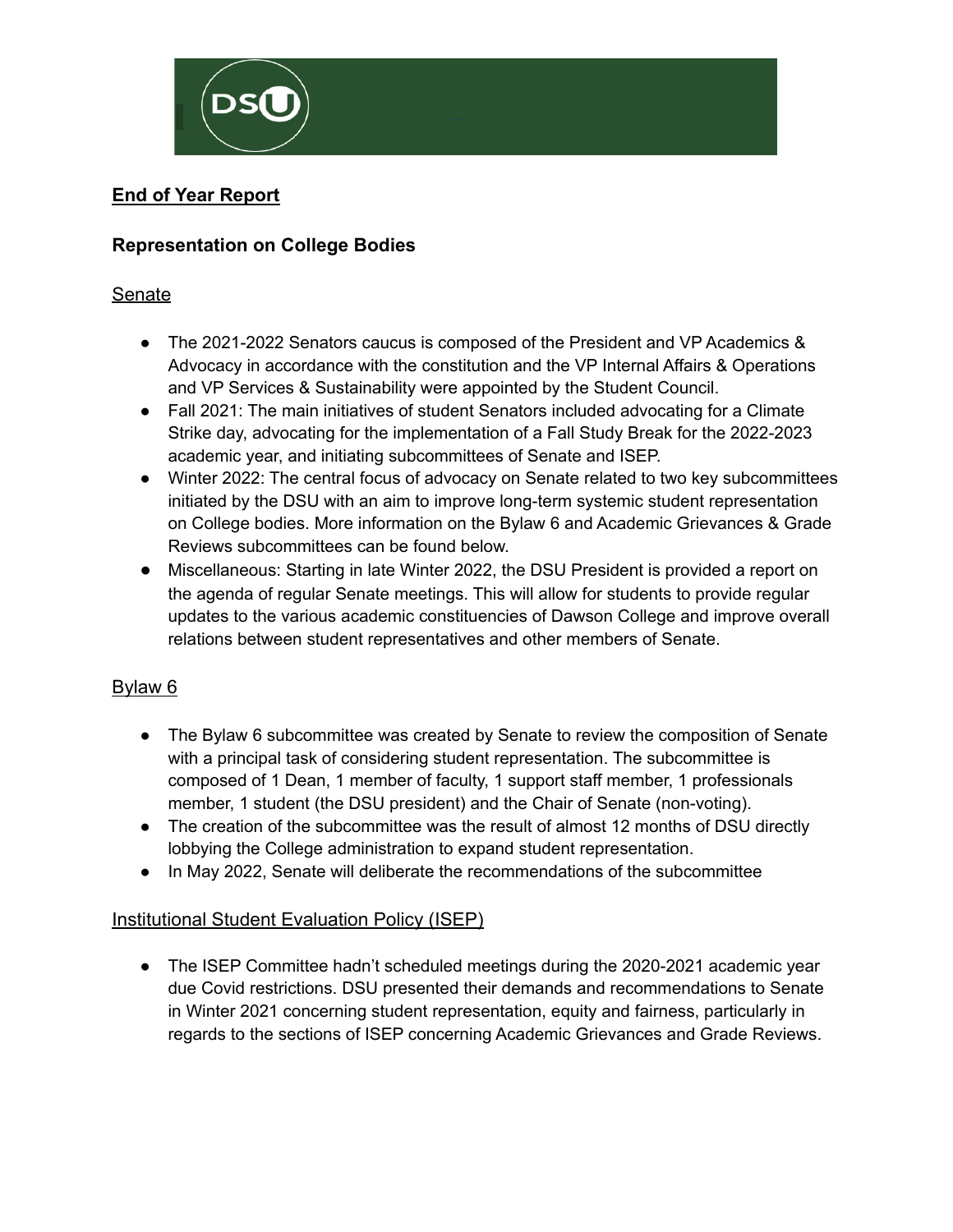## End of Year Report

### Representation on College Bodies

#### Senate

- The 2021-2022 Senators caucus is composed of the President and VP Academics & Advocacy in accordance with the constitution and the VP Internal Affairs & Operations and VP Services & Sustainability were appointed by the Student Council.
- Fall 2021: The main initiatives of student Senators included advocating for a Climate Strike day, advocating for the implementation of a Fall Study Break for the 2022-2023 academic year, and initiating subcommittees of Senate and ISEP.
- Winter 2022: The central focus of advocacy on Senate related to two key subcommittees initiated by the DSU with an aim to improve long-term systemic student representation on College bodies. More information on the Bylaw 6 and Academic Grievances & Grade Reviews subcommittees can be found below.
- Miscellaneous: Starting in late Winter 2022, the DSU President is provided a report on the agenda of regular Senate meetings. This will allow for students to provide regular updates to the various academic constituencies of Dawson College and improve overall relations between student representatives and other members of Senate.

#### Bylaw 6

- The Bylaw 6 subcommittee was created by Senate to review the composition of Senate with a principal task of considering student representation. The subcommittee is composed of 1 Dean, 1 member of faculty, 1 support staff member, 1 professionals member, 1 student (the DSU president) and the Chair of Senate (non-voting).
- The creation of the subcommittee was the result of almost 12 months of DSU directly lobbying the College administration to expand student representation.
- In May 2022, Senate will deliberate the recommendations of the subcommittee

#### Institutional Student Evaluation Policy (ISEP)

- The ISEP Committee hadn't scheduled meetings during the 2020-2021 academic year due Covid restrictions. DSU presented their demands and recommendations to Senate in Winter 2021 concerning student representation, equity and fairness, particularly in regards to the sections of ISEP concerning Academic Grievances and Grade Reviews.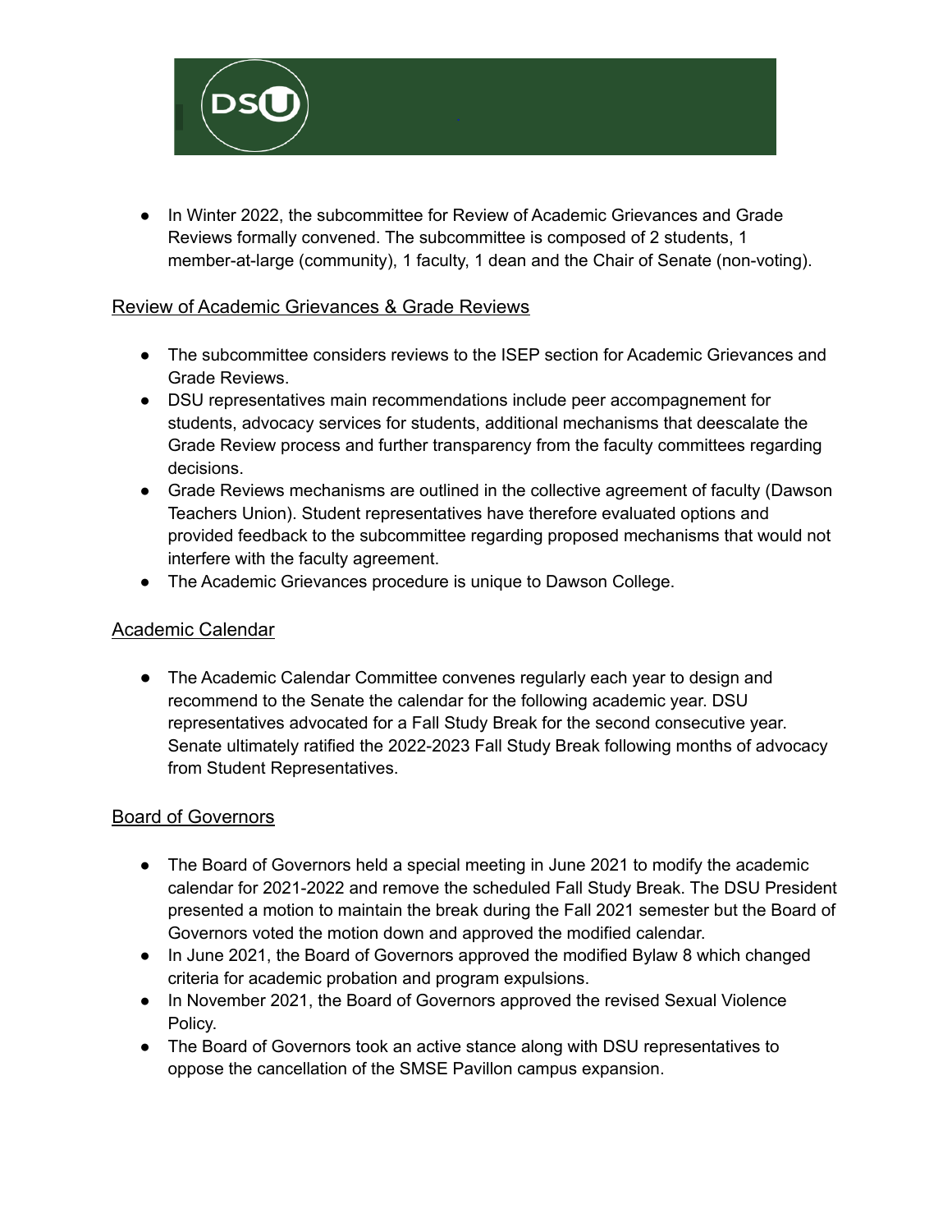- In Winter 2022, the subcommittee for Review of Academic Grievances and Grade Reviews formally convened. The subcommittee is composed of 2 students, 1 member-at-large (community), 1 faculty, 1 dean and the Chair of Senate (non-voting).

## Review of Academic Grievances & Grade Reviews

- The subcommittee considers reviews to the ISEP section for Academic Grievances and Grade Reviews.
- DSU representatives main recommendations include peer accompagnement for students, advocacy services for students, additional mechanisms that deescalate the Grade Review process and further transparency from the faculty committees regarding decisions.
- Grade Reviews mechanisms are outlined in the collective agreement of faculty (Dawson Teachers Union). Student representatives have therefore evaluated options and provided feedback to the subcommittee regarding proposed mechanisms that would not interfere with the faculty agreement.
- The Academic Grievances procedure is unique to Dawson College.

## Academic Calendar

- The Academic Calendar Committee convenes regularly each year to design and recommend to the Senate the calendar for the following academic year. DSU representatives advocated for a Fall Study Break for the second consecutive year. Senate ultimately ratified the 2022-2023 Fall Study Break following months of advocacy from Student Representatives.

## Board of Governors

- The Board of Governors held a special meeting in June 2021 to modify the academic calendar for 2021-2022 and remove the scheduled Fall Study Break. The DSU President presented a motion to maintain the break during the Fall 2021 semester but the Board of Governors voted the motion down and approved the modified calendar.
- In June 2021, the Board of Governors approved the modified Bylaw 8 which changed criteria for academic probation and program expulsions.
- In November 2021, the Board of Governors approved the revised Sexual Violence Policy.
- The Board of Governors took an active stance along with DSU representatives to oppose the cancellation of the SMSE Pavillon campus expansion.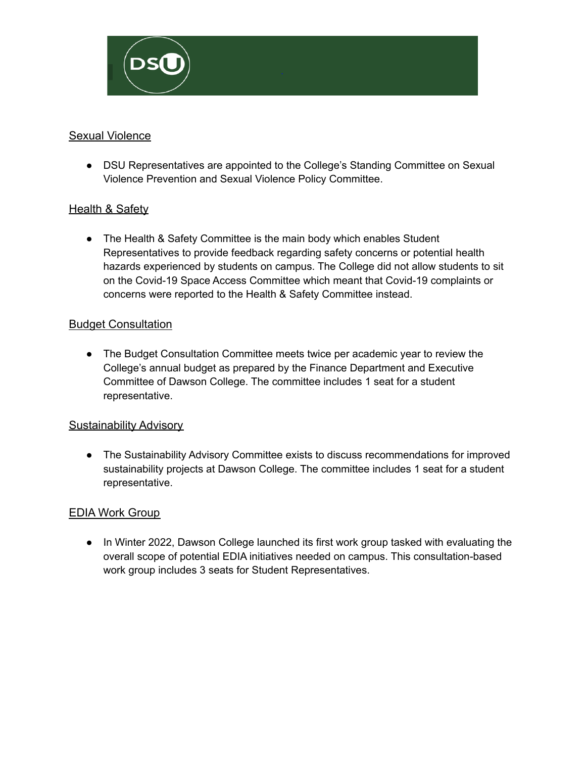## Sexual Violence

- DSU Representatives are appointed to the College's Standing Committee on Sexual Violence Prevention and Sexual Violence Policy Committee.

## Health & Safety

- The Health & Safety Committee is the main body which enables Student Representatives to provide feedback regarding safety concerns or potential health hazards experienced by students on campus. The College did not allow students to sit on the Covid-19 Space Access Committee which meant that Covid-19 complaints or concerns were reported to the Health & Safety Committee instead.

## Budget Consultation

- The Budget Consultation Committee meets twice per academic year to review the College's annual budget as prepared by the Finance Department and Executive Committee of Dawson College. The committee includes 1 seat for a student representative.

## Sustainability Advisory

- The Sustainability Advisory Committee exists to discuss recommendations for improved sustainability projects at Dawson College. The committee includes 1 seat for a student representative.

## EDIA Work Group

- In Winter 2022, Dawson College launched its first work group tasked with evaluating the overall scope of potential EDIA initiatives needed on campus. This consultation-based work group includes 3 seats for Student Representatives.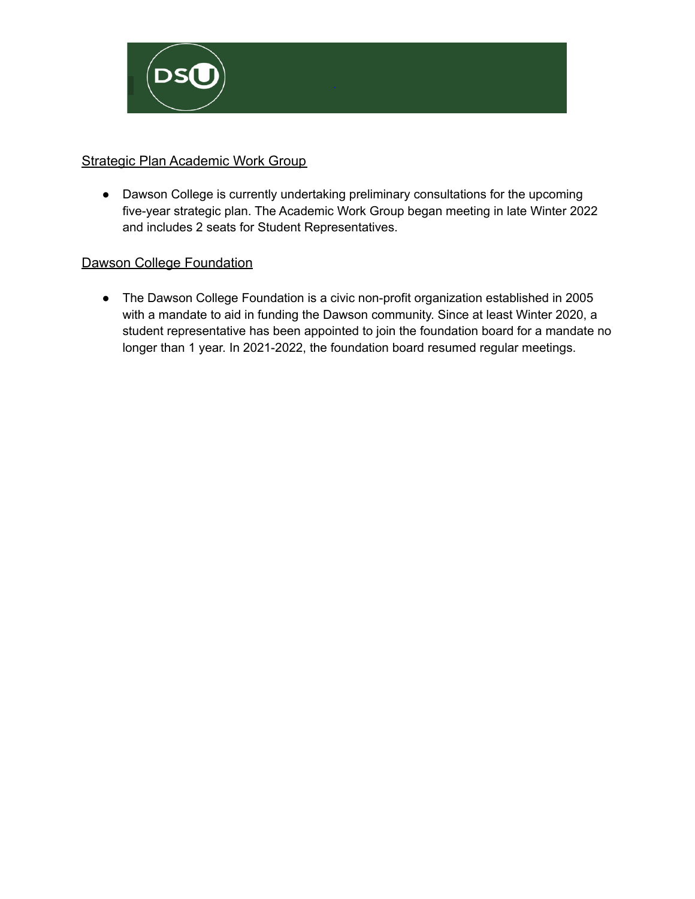## Strategic Plan Academic Work Group

- Dawson College is currently undertaking preliminary consultations for the upcoming five-year strategic plan. The Academic Work Group began meeting in late Winter 2022 and includes 2 seats for Student Representatives.

## Dawson College Foundation

- The Dawson College Foundation is a civic non-profit organization established in 2005 with a mandate to aid in funding the Dawson community. Since at least Winter 2020, a student representative has been appointed to join the foundation board for a mandate no longer than 1 year. In 2021-2022, the foundation board resumed regular meetings.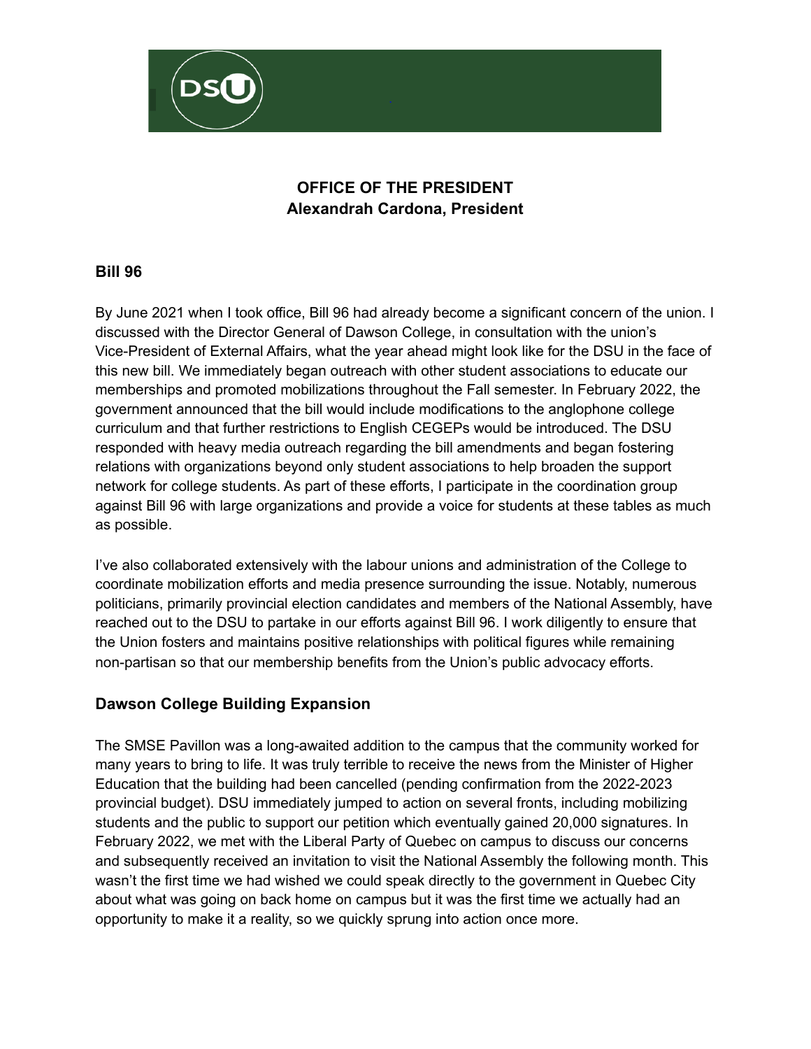**OFFICE OF THE PRESIDENT**
**Alexandrah Cardona, President**

## Bill 96

By June 2021 when I took office, Bill 96 had already become a significant concern of the union. I discussed with the Director General of Dawson College, in consultation with the union's Vice-President of External Affairs, what the year ahead might look like for the DSU in the face of this new bill. We immediately began outreach with other student associations to educate our memberships and promoted mobilizations throughout the Fall semester. In February 2022, the government announced that the bill would include modifications to the anglophone college curriculum and that further restrictions to English CEGEPs would be introduced. The DSU responded with heavy media outreach regarding the bill amendments and began fostering relations with organizations beyond only student associations to help broaden the support network for college students. As part of these efforts, I participate in the coordination group against Bill 96 with large organizations and provide a voice for students at these tables as much as possible.

I've also collaborated extensively with the labour unions and administration of the College to coordinate mobilization efforts and media presence surrounding the issue. Notably, numerous politicians, primarily provincial election candidates and members of the National Assembly, have reached out to the DSU to partake in our efforts against Bill 96. I work diligently to ensure that the Union fosters and maintains positive relationships with political figures while remaining non-partisan so that our membership benefits from the Union's public advocacy efforts.

## Dawson College Building Expansion

The SMSE Pavillon was a long-awaited addition to the campus that the community worked for many years to bring to life. It was truly terrible to receive the news from the Minister of Higher Education that the building had been cancelled (pending confirmation from the 2022-2023 provincial budget). DSU immediately jumped to action on several fronts, including mobilizing students and the public to support our petition which eventually gained 20,000 signatures. In February 2022, we met with the Liberal Party of Quebec on campus to discuss our concerns and subsequently received an invitation to visit the National Assembly the following month. This wasn't the first time we had wished we could speak directly to the government in Quebec City about what was going on back home on campus but it was the first time we actually had an opportunity to make it a reality, so we quickly sprung into action once more.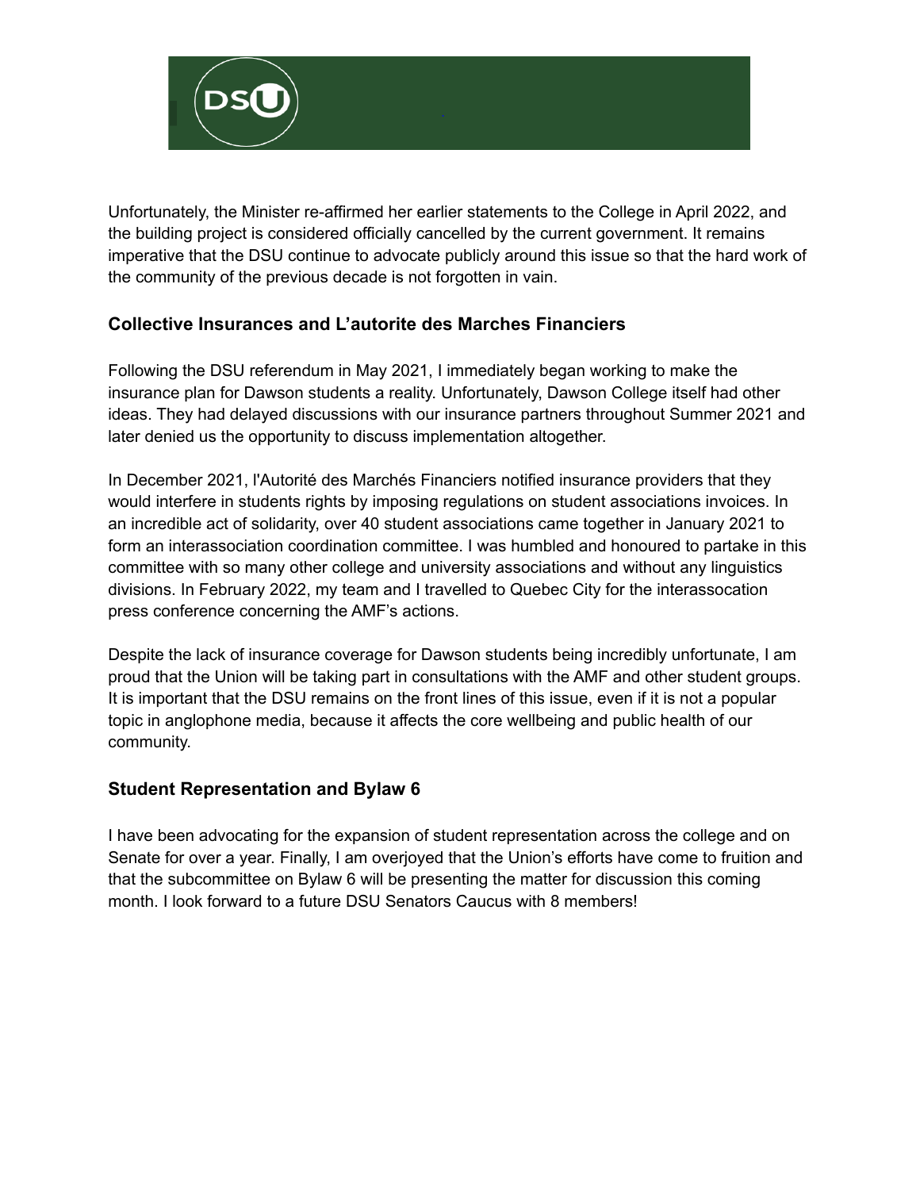Unfortunately, the Minister re-affirmed her earlier statements to the College in April 2022, and the building project is considered officially cancelled by the current government. It remains imperative that the DSU continue to advocate publicly around this issue so that the hard work of the community of the previous decade is not forgotten in vain.

### Collective Insurances and L'autorite des Marches Financiers

Following the DSU referendum in May 2021, I immediately began working to make the insurance plan for Dawson students a reality. Unfortunately, Dawson College itself had other ideas. They had delayed discussions with our insurance partners throughout Summer 2021 and later denied us the opportunity to discuss implementation altogether.

In December 2021, l'Autorité des Marchés Financiers notified insurance providers that they would interfere in students rights by imposing regulations on student associations invoices. In an incredible act of solidarity, over 40 student associations came together in January 2021 to form an interassociation coordination committee. I was humbled and honoured to partake in this committee with so many other college and university associations and without any linguistics divisions. In February 2022, my team and I travelled to Quebec City for the interassocation press conference concerning the AMF's actions.

Despite the lack of insurance coverage for Dawson students being incredibly unfortunate, I am proud that the Union will be taking part in consultations with the AMF and other student groups. It is important that the DSU remains on the front lines of this issue, even if it is not a popular topic in anglophone media, because it affects the core wellbeing and public health of our community.

### Student Representation and Bylaw 6

I have been advocating for the expansion of student representation across the college and on Senate for over a year. Finally, I am overjoyed that the Union's efforts have come to fruition and that the subcommittee on Bylaw 6 will be presenting the matter for discussion this coming month. I look forward to a future DSU Senators Caucus with 8 members!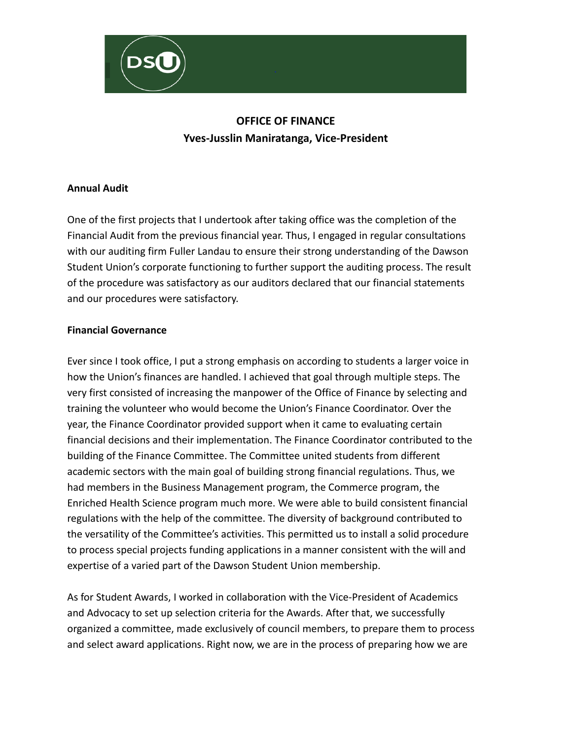# OFFICE OF FINANCE
## Yves-Jusslin Maniratanga, Vice-President

**Annual Audit**

One of the first projects that I undertook after taking office was the completion of the Financial Audit from the previous financial year. Thus, I engaged in regular consultations with our auditing firm Fuller Landau to ensure their strong understanding of the Dawson Student Union's corporate functioning to further support the auditing process. The result of the procedure was satisfactory as our auditors declared that our financial statements and our procedures were satisfactory.

**Financial Governance**

Ever since I took office, I put a strong emphasis on according to students a larger voice in how the Union's finances are handled. I achieved that goal through multiple steps. The very first consisted of increasing the manpower of the Office of Finance by selecting and training the volunteer who would become the Union's Finance Coordinator. Over the year, the Finance Coordinator provided support when it came to evaluating certain financial decisions and their implementation. The Finance Coordinator contributed to the building of the Finance Committee. The Committee united students from different academic sectors with the main goal of building strong financial regulations. Thus, we had members in the Business Management program, the Commerce program, the Enriched Health Science program much more. We were able to build consistent financial regulations with the help of the committee. The diversity of background contributed to the versatility of the Committee's activities. This permitted us to install a solid procedure to process special projects funding applications in a manner consistent with the will and expertise of a varied part of the Dawson Student Union membership.

As for Student Awards, I worked in collaboration with the Vice-President of Academics and Advocacy to set up selection criteria for the Awards. After that, we successfully organized a committee, made exclusively of council members, to prepare them to process and select award applications. Right now, we are in the process of preparing how we are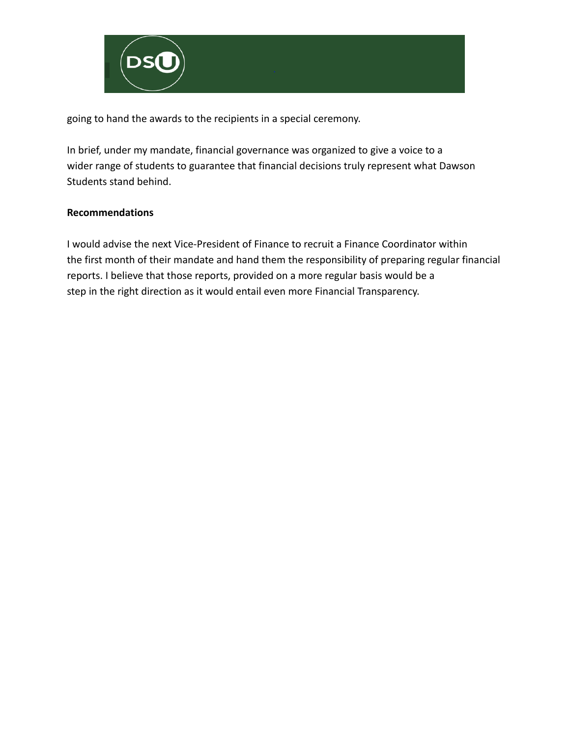going to hand the awards to the recipients in a special ceremony.

In brief, under my mandate, financial governance was organized to give a voice to a wider range of students to guarantee that financial decisions truly represent what Dawson Students stand behind.

**Recommendations**

I would advise the next Vice-President of Finance to recruit a Finance Coordinator within the first month of their mandate and hand them the responsibility of preparing regular financial reports. I believe that those reports, provided on a more regular basis would be a step in the right direction as it would entail even more Financial Transparency.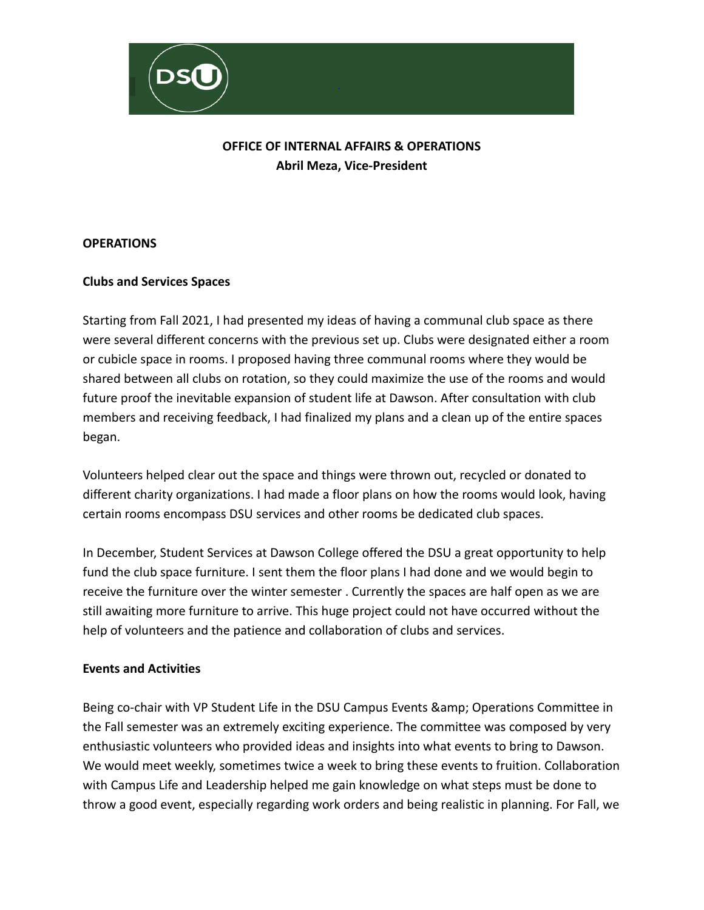**OFFICE OF INTERNAL AFFAIRS & OPERATIONS**
**Abril Meza, Vice-President**

**OPERATIONS**

**Clubs and Services Spaces**

Starting from Fall 2021, I had presented my ideas of having a communal club space as there were several different concerns with the previous set up. Clubs were designated either a room or cubicle space in rooms. I proposed having three communal rooms where they would be shared between all clubs on rotation, so they could maximize the use of the rooms and would future proof the inevitable expansion of student life at Dawson. After consultation with club members and receiving feedback, I had finalized my plans and a clean up of the entire spaces began.

Volunteers helped clear out the space and things were thrown out, recycled or donated to different charity organizations. I had made a floor plans on how the rooms would look, having certain rooms encompass DSU services and other rooms be dedicated club spaces.

In December, Student Services at Dawson College offered the DSU a great opportunity to help fund the club space furniture. I sent them the floor plans I had done and we would begin to receive the furniture over the winter semester . Currently the spaces are half open as we are still awaiting more furniture to arrive. This huge project could not have occurred without the help of volunteers and the patience and collaboration of clubs and services.

**Events and Activities**

Being co-chair with VP Student Life in the DSU Campus Events &amp; Operations Committee in the Fall semester was an extremely exciting experience. The committee was composed by very enthusiastic volunteers who provided ideas and insights into what events to bring to Dawson. We would meet weekly, sometimes twice a week to bring these events to fruition. Collaboration with Campus Life and Leadership helped me gain knowledge on what steps must be done to throw a good event, especially regarding work orders and being realistic in planning. For Fall, we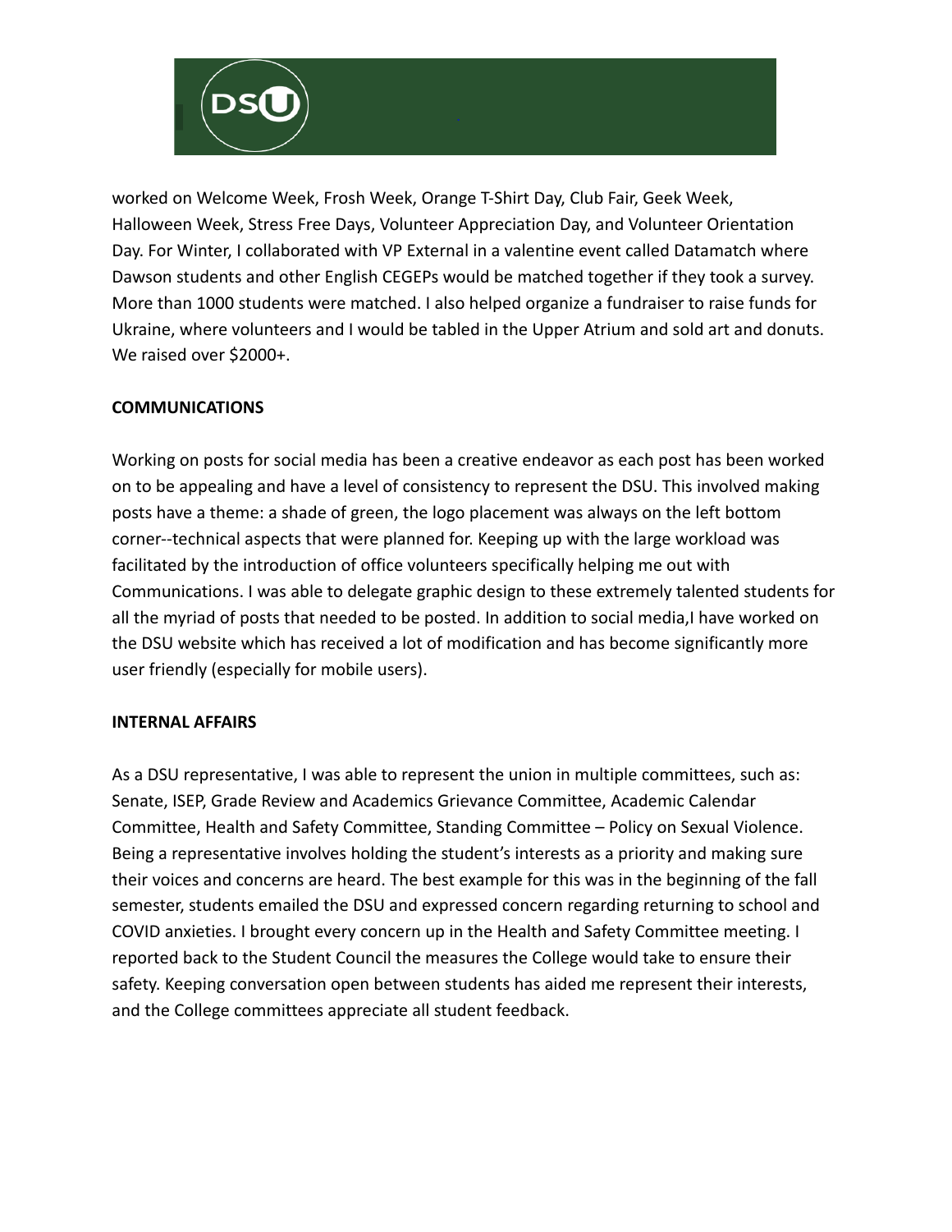worked on Welcome Week, Frosh Week, Orange T-Shirt Day, Club Fair, Geek Week, Halloween Week, Stress Free Days, Volunteer Appreciation Day, and Volunteer Orientation Day. For Winter, I collaborated with VP External in a valentine event called Datamatch where Dawson students and other English CEGEPs would be matched together if they took a survey. More than 1000 students were matched. I also helped organize a fundraiser to raise funds for Ukraine, where volunteers and I would be tabled in the Upper Atrium and sold art and donuts. We raised over $2000+.

**COMMUNICATIONS**

Working on posts for social media has been a creative endeavor as each post has been worked on to be appealing and have a level of consistency to represent the DSU. This involved making posts have a theme: a shade of green, the logo placement was always on the left bottom corner--technical aspects that were planned for. Keeping up with the large workload was facilitated by the introduction of office volunteers specifically helping me out with Communications. I was able to delegate graphic design to these extremely talented students for all the myriad of posts that needed to be posted. In addition to social media,I have worked on the DSU website which has received a lot of modification and has become significantly more user friendly (especially for mobile users).

**INTERNAL AFFAIRS**

As a DSU representative, I was able to represent the union in multiple committees, such as: Senate, ISEP, Grade Review and Academics Grievance Committee, Academic Calendar Committee, Health and Safety Committee, Standing Committee – Policy on Sexual Violence. Being a representative involves holding the student's interests as a priority and making sure their voices and concerns are heard. The best example for this was in the beginning of the fall semester, students emailed the DSU and expressed concern regarding returning to school and COVID anxieties. I brought every concern up in the Health and Safety Committee meeting. I reported back to the Student Council the measures the College would take to ensure their safety. Keeping conversation open between students has aided me represent their interests, and the College committees appreciate all student feedback.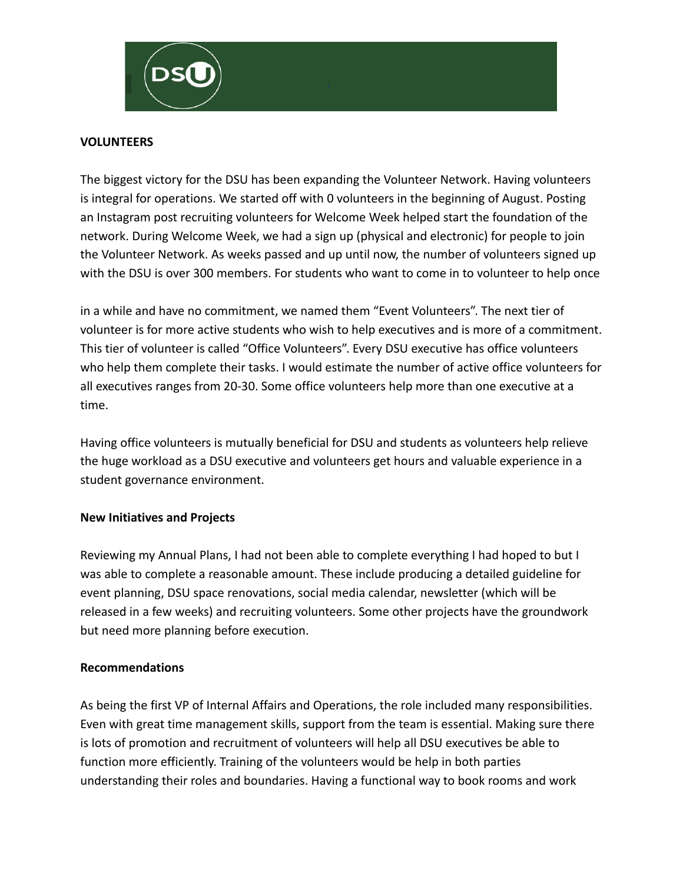**VOLUNTEERS**

The biggest victory for the DSU has been expanding the Volunteer Network. Having volunteers is integral for operations. We started off with 0 volunteers in the beginning of August. Posting an Instagram post recruiting volunteers for Welcome Week helped start the foundation of the network. During Welcome Week, we had a sign up (physical and electronic) for people to join the Volunteer Network. As weeks passed and up until now, the number of volunteers signed up with the DSU is over 300 members. For students who want to come in to volunteer to help once

in a while and have no commitment, we named them "Event Volunteers". The next tier of volunteer is for more active students who wish to help executives and is more of a commitment. This tier of volunteer is called "Office Volunteers". Every DSU executive has office volunteers who help them complete their tasks. I would estimate the number of active office volunteers for all executives ranges from 20-30. Some office volunteers help more than one executive at a time.

Having office volunteers is mutually beneficial for DSU and students as volunteers help relieve the huge workload as a DSU executive and volunteers get hours and valuable experience in a student governance environment.

**New Initiatives and Projects**

Reviewing my Annual Plans, I had not been able to complete everything I had hoped to but I was able to complete a reasonable amount. These include producing a detailed guideline for event planning, DSU space renovations, social media calendar, newsletter (which will be released in a few weeks) and recruiting volunteers. Some other projects have the groundwork but need more planning before execution.

**Recommendations**

As being the first VP of Internal Affairs and Operations, the role included many responsibilities. Even with great time management skills, support from the team is essential. Making sure there is lots of promotion and recruitment of volunteers will help all DSU executives be able to function more efficiently. Training of the volunteers would be help in both parties understanding their roles and boundaries. Having a functional way to book rooms and work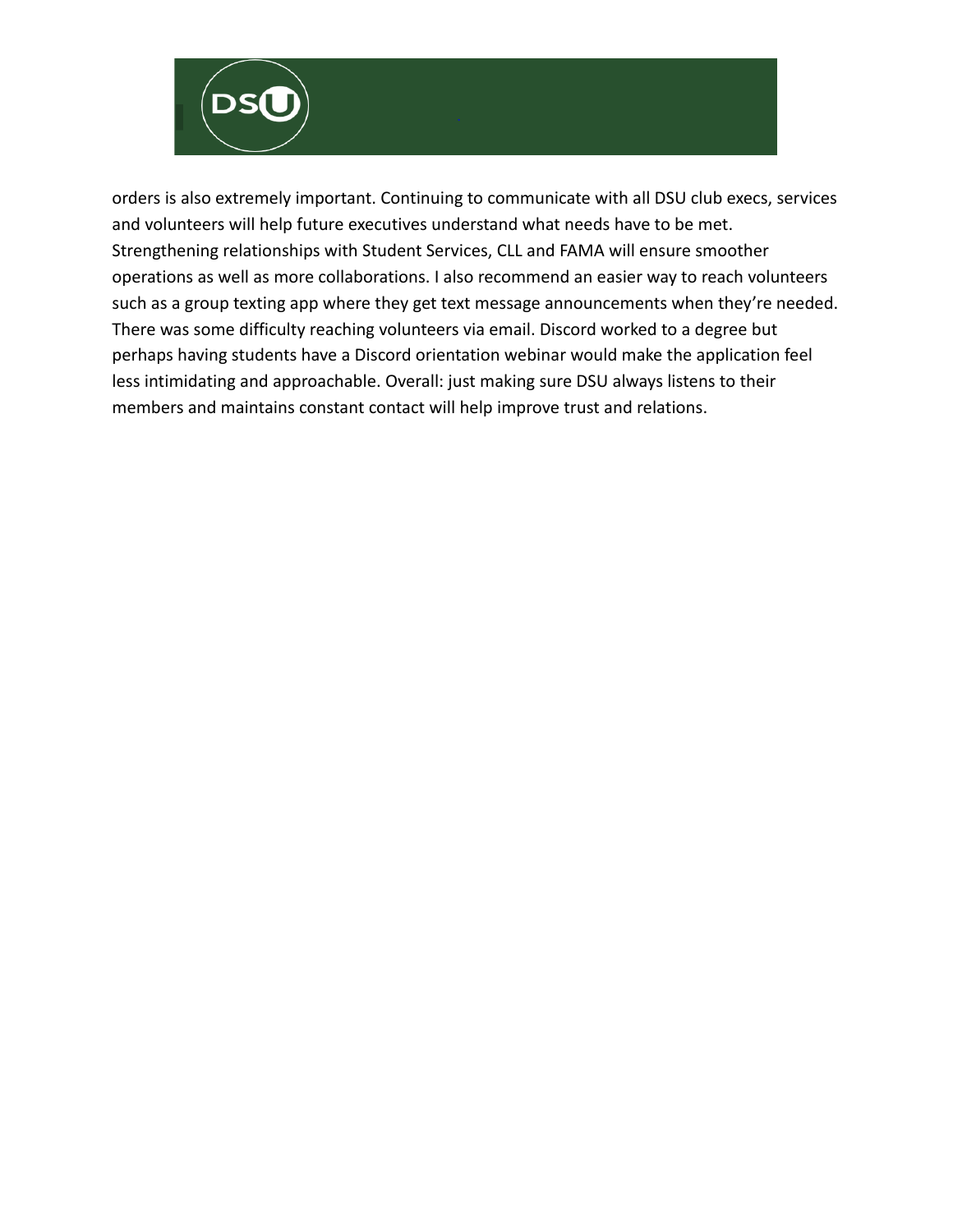orders is also extremely important. Continuing to communicate with all DSU club execs, services and volunteers will help future executives understand what needs have to be met. Strengthening relationships with Student Services, CLL and FAMA will ensure smoother operations as well as more collaborations. I also recommend an easier way to reach volunteers such as a group texting app where they get text message announcements when they're needed. There was some difficulty reaching volunteers via email. Discord worked to a degree but perhaps having students have a Discord orientation webinar would make the application feel less intimidating and approachable. Overall: just making sure DSU always listens to their members and maintains constant contact will help improve trust and relations.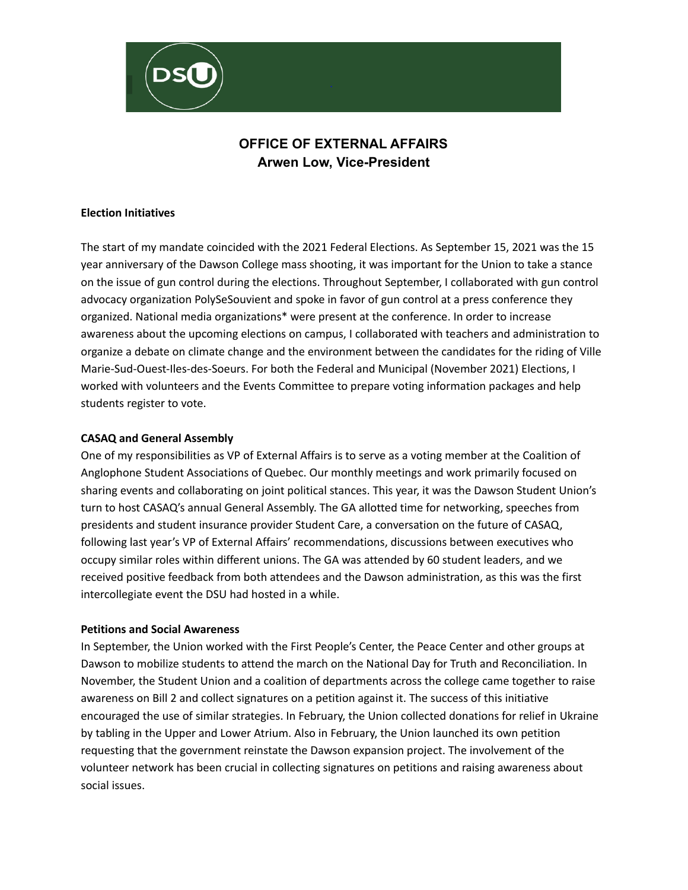# OFFICE OF EXTERNAL AFFAIRS
## Arwen Low, Vice-President

**Election Initiatives**

The start of my mandate coincided with the 2021 Federal Elections. As September 15, 2021 was the 15 year anniversary of the Dawson College mass shooting, it was important for the Union to take a stance on the issue of gun control during the elections. Throughout September, I collaborated with gun control advocacy organization PolySeSouvient and spoke in favor of gun control at a press conference they organized. National media organizations* were present at the conference. In order to increase awareness about the upcoming elections on campus, I collaborated with teachers and administration to organize a debate on climate change and the environment between the candidates for the riding of Ville Marie-Sud-Ouest-Iles-des-Soeurs. For both the Federal and Municipal (November 2021) Elections, I worked with volunteers and the Events Committee to prepare voting information packages and help students register to vote.

**CASAQ and General Assembly**

One of my responsibilities as VP of External Affairs is to serve as a voting member at the Coalition of Anglophone Student Associations of Quebec. Our monthly meetings and work primarily focused on sharing events and collaborating on joint political stances. This year, it was the Dawson Student Union's turn to host CASAQ's annual General Assembly. The GA allotted time for networking, speeches from presidents and student insurance provider Student Care, a conversation on the future of CASAQ, following last year's VP of External Affairs' recommendations, discussions between executives who occupy similar roles within different unions. The GA was attended by 60 student leaders, and we received positive feedback from both attendees and the Dawson administration, as this was the first intercollegiate event the DSU had hosted in a while.

**Petitions and Social Awareness**

In September, the Union worked with the First People's Center, the Peace Center and other groups at Dawson to mobilize students to attend the march on the National Day for Truth and Reconciliation. In November, the Student Union and a coalition of departments across the college came together to raise awareness on Bill 2 and collect signatures on a petition against it. The success of this initiative encouraged the use of similar strategies. In February, the Union collected donations for relief in Ukraine by tabling in the Upper and Lower Atrium. Also in February, the Union launched its own petition requesting that the government reinstate the Dawson expansion project. The involvement of the volunteer network has been crucial in collecting signatures on petitions and raising awareness about social issues.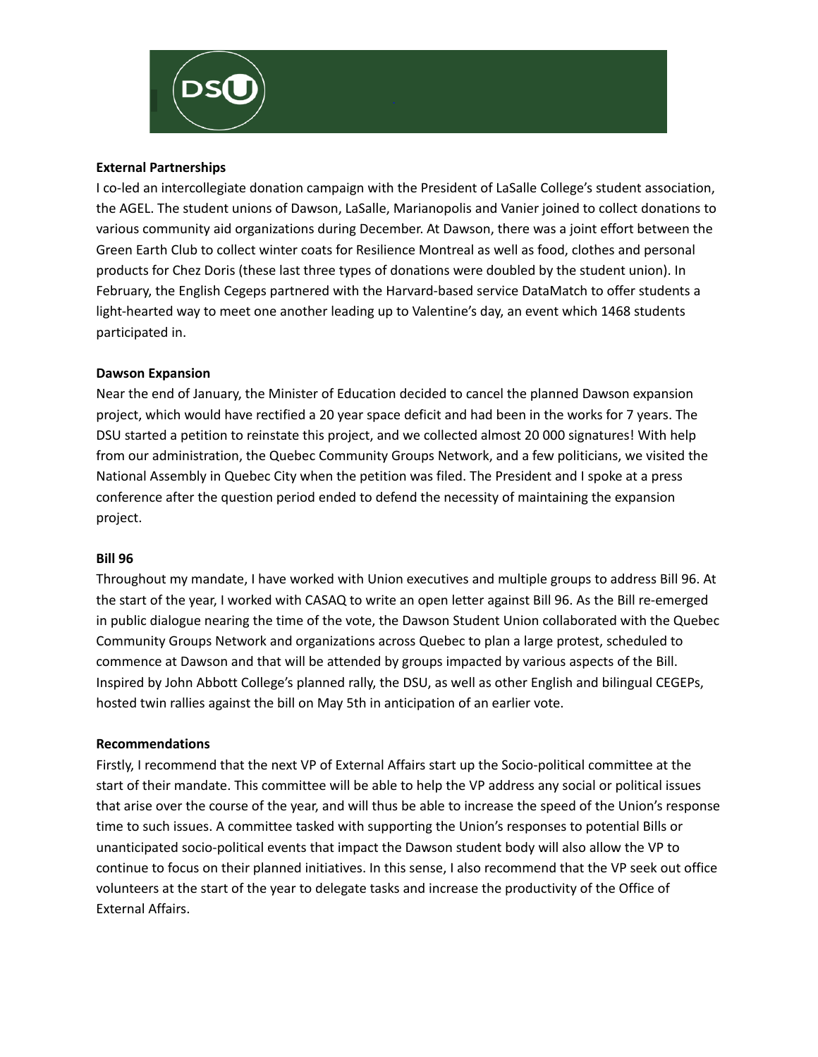**External Partnerships**

I co-led an intercollegiate donation campaign with the President of LaSalle College's student association, the AGEL. The student unions of Dawson, LaSalle, Marianopolis and Vanier joined to collect donations to various community aid organizations during December. At Dawson, there was a joint effort between the Green Earth Club to collect winter coats for Resilience Montreal as well as food, clothes and personal products for Chez Doris (these last three types of donations were doubled by the student union). In February, the English Cegeps partnered with the Harvard-based service DataMatch to offer students a light-hearted way to meet one another leading up to Valentine's day, an event which 1468 students participated in.

**Dawson Expansion**

Near the end of January, the Minister of Education decided to cancel the planned Dawson expansion project, which would have rectified a 20 year space deficit and had been in the works for 7 years. The DSU started a petition to reinstate this project, and we collected almost 20 000 signatures! With help from our administration, the Quebec Community Groups Network, and a few politicians, we visited the National Assembly in Quebec City when the petition was filed. The President and I spoke at a press conference after the question period ended to defend the necessity of maintaining the expansion project.

**Bill 96**

Throughout my mandate, I have worked with Union executives and multiple groups to address Bill 96. At the start of the year, I worked with CASAQ to write an open letter against Bill 96. As the Bill re-emerged in public dialogue nearing the time of the vote, the Dawson Student Union collaborated with the Quebec Community Groups Network and organizations across Quebec to plan a large protest, scheduled to commence at Dawson and that will be attended by groups impacted by various aspects of the Bill. Inspired by John Abbott College's planned rally, the DSU, as well as other English and bilingual CEGEPs, hosted twin rallies against the bill on May 5th in anticipation of an earlier vote.

**Recommendations**

Firstly, I recommend that the next VP of External Affairs start up the Socio-political committee at the start of their mandate. This committee will be able to help the VP address any social or political issues that arise over the course of the year, and will thus be able to increase the speed of the Union's response time to such issues. A committee tasked with supporting the Union's responses to potential Bills or unanticipated socio-political events that impact the Dawson student body will also allow the VP to continue to focus on their planned initiatives. In this sense, I also recommend that the VP seek out office volunteers at the start of the year to delegate tasks and increase the productivity of the Office of External Affairs.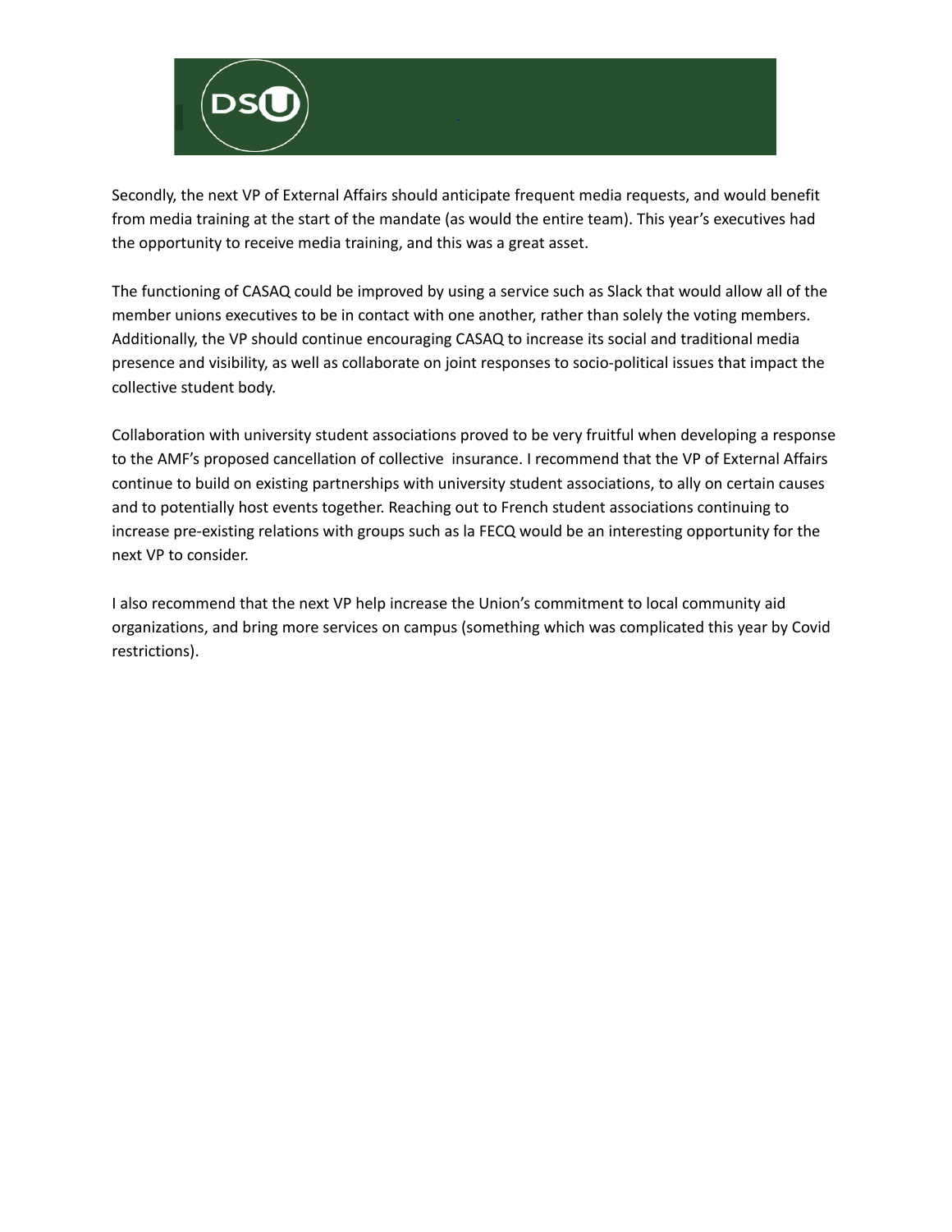Secondly, the next VP of External Affairs should anticipate frequent media requests, and would benefit from media training at the start of the mandate (as would the entire team). This year's executives had the opportunity to receive media training, and this was a great asset.

The functioning of CASAQ could be improved by using a service such as Slack that would allow all of the member unions executives to be in contact with one another, rather than solely the voting members. Additionally, the VP should continue encouraging CASAQ to increase its social and traditional media presence and visibility, as well as collaborate on joint responses to socio-political issues that impact the collective student body.

Collaboration with university student associations proved to be very fruitful when developing a response to the AMF's proposed cancellation of collective  insurance. I recommend that the VP of External Affairs continue to build on existing partnerships with university student associations, to ally on certain causes and to potentially host events together. Reaching out to French student associations continuing to increase pre-existing relations with groups such as la FECQ would be an interesting opportunity for the next VP to consider.

I also recommend that the next VP help increase the Union's commitment to local community aid organizations, and bring more services on campus (something which was complicated this year by Covid restrictions).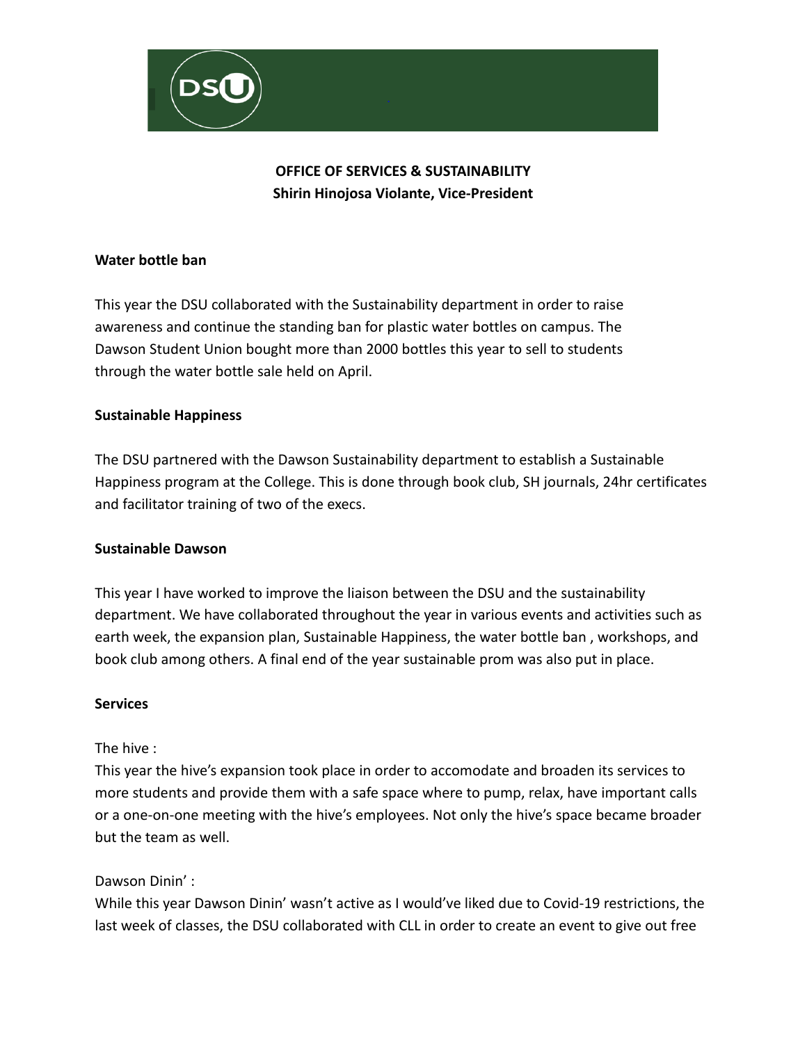**OFFICE OF SERVICES & SUSTAINABILITY**
**Shirin Hinojosa Violante, Vice-President**

**Water bottle ban**

This year the DSU collaborated with the Sustainability department in order to raise awareness and continue the standing ban for plastic water bottles on campus. The Dawson Student Union bought more than 2000 bottles this year to sell to students through the water bottle sale held on April.

**Sustainable Happiness**

The DSU partnered with the Dawson Sustainability department to establish a Sustainable Happiness program at the College. This is done through book club, SH journals, 24hr certificates and facilitator training of two of the execs.

**Sustainable Dawson**

This year I have worked to improve the liaison between the DSU and the sustainability department. We have collaborated throughout the year in various events and activities such as earth week, the expansion plan, Sustainable Happiness, the water bottle ban , workshops, and book club among others. A final end of the year sustainable prom was also put in place.

**Services**

The hive :
This year the hive's expansion took place in order to accomodate and broaden its services to more students and provide them with a safe space where to pump, relax, have important calls or a one-on-one meeting with the hive's employees. Not only the hive's space became broader but the team as well.

Dawson Dinin' :
While this year Dawson Dinin' wasn't active as I would've liked due to Covid-19 restrictions, the last week of classes, the DSU collaborated with CLL in order to create an event to give out free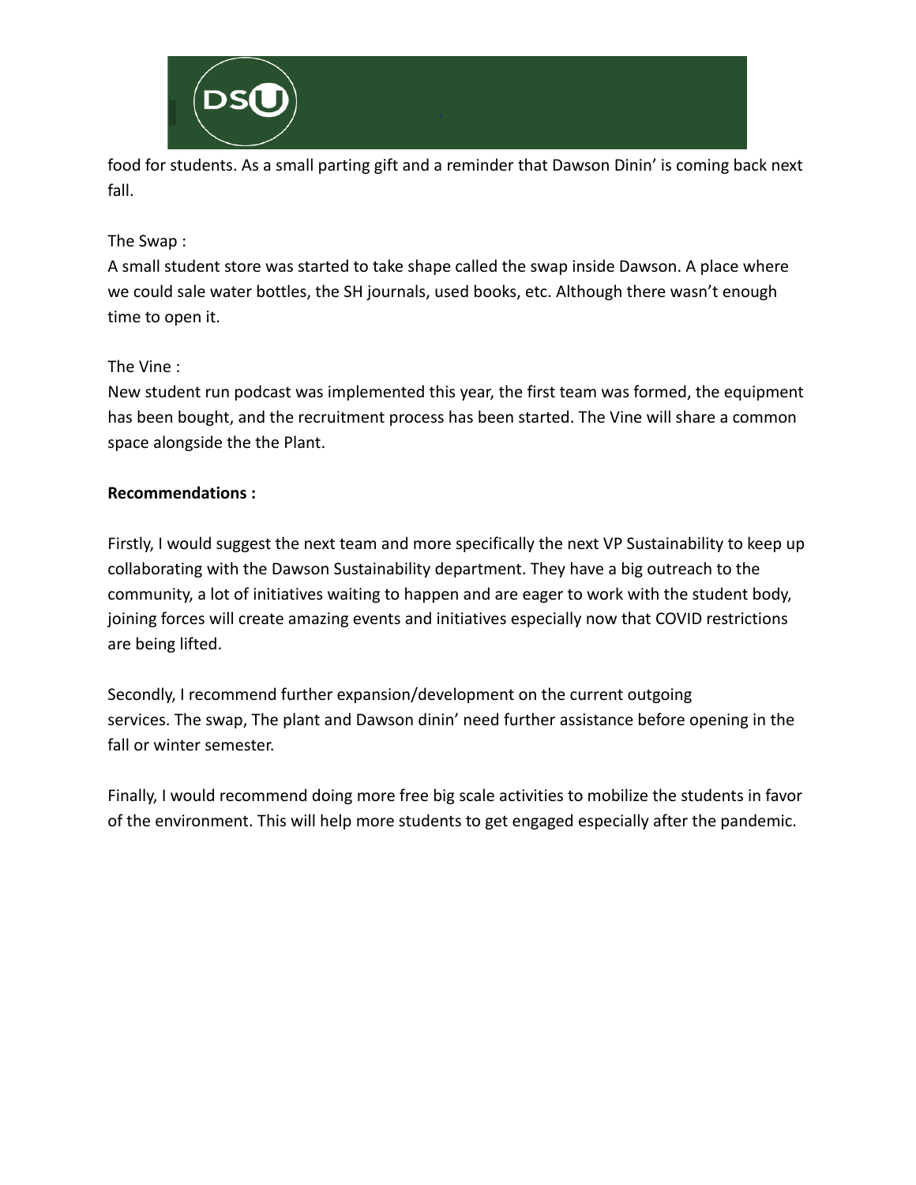food for students. As a small parting gift and a reminder that Dawson Dinin' is coming back next fall.

The Swap :
A small student store was started to take shape called the swap inside Dawson. A place where we could sale water bottles, the SH journals, used books, etc. Although there wasn't enough time to open it.

The Vine :
New student run podcast was implemented this year, the first team was formed, the equipment has been bought, and the recruitment process has been started. The Vine will share a common space alongside the the Plant.

**Recommendations :**

Firstly, I would suggest the next team and more specifically the next VP Sustainability to keep up collaborating with the Dawson Sustainability department. They have a big outreach to the community, a lot of initiatives waiting to happen and are eager to work with the student body, joining forces will create amazing events and initiatives especially now that COVID restrictions are being lifted.

Secondly, I recommend further expansion/development on the current outgoing services. The swap, The plant and Dawson dinin' need further assistance before opening in the fall or winter semester.

Finally, I would recommend doing more free big scale activities to mobilize the students in favor of the environment. This will help more students to get engaged especially after the pandemic.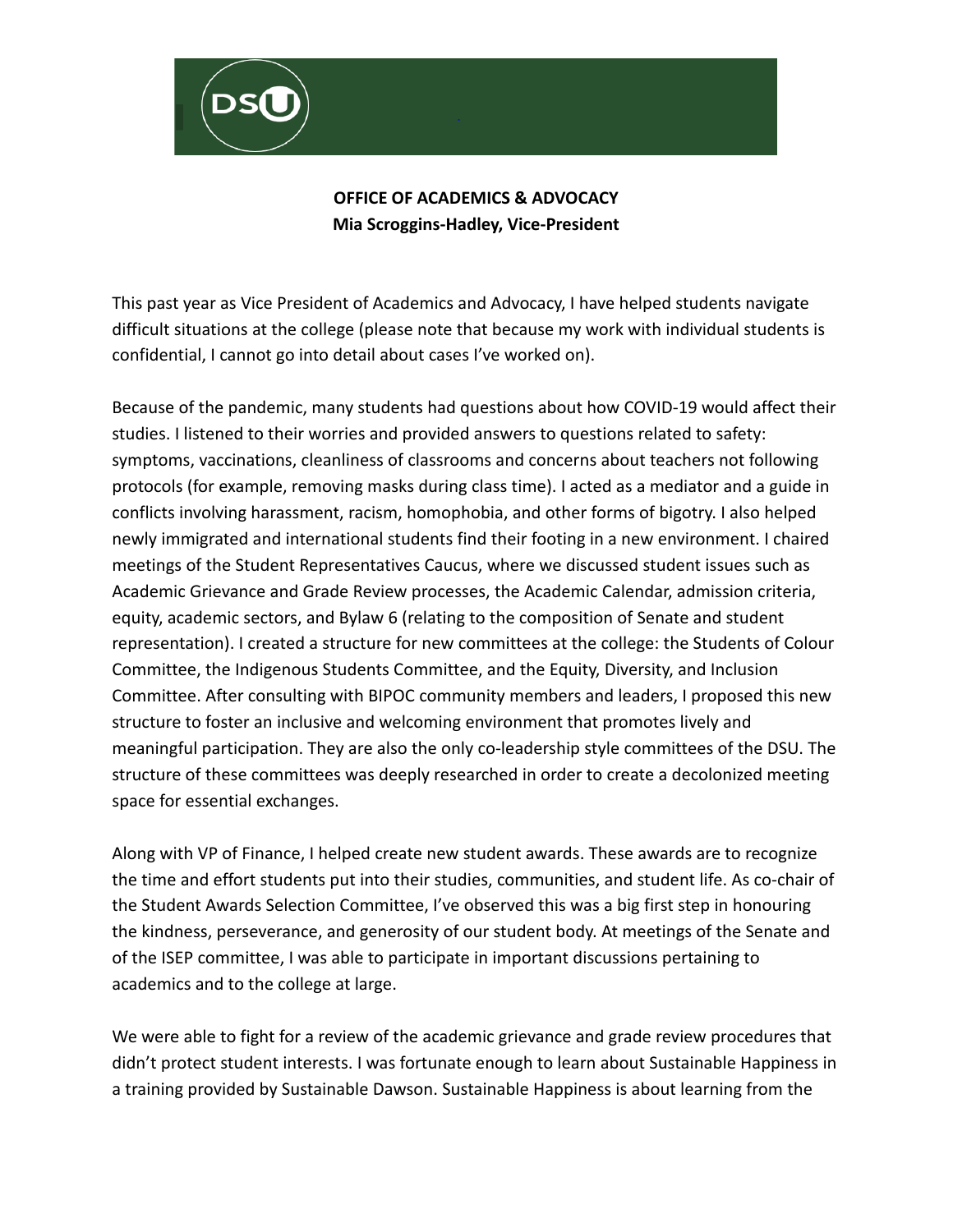**OFFICE OF ACADEMICS & ADVOCACY**
**Mia Scroggins-Hadley, Vice-President**

This past year as Vice President of Academics and Advocacy, I have helped students navigate difficult situations at the college (please note that because my work with individual students is confidential, I cannot go into detail about cases I've worked on).

Because of the pandemic, many students had questions about how COVID-19 would affect their studies. I listened to their worries and provided answers to questions related to safety: symptoms, vaccinations, cleanliness of classrooms and concerns about teachers not following protocols (for example, removing masks during class time). I acted as a mediator and a guide in conflicts involving harassment, racism, homophobia, and other forms of bigotry. I also helped newly immigrated and international students find their footing in a new environment. I chaired meetings of the Student Representatives Caucus, where we discussed student issues such as Academic Grievance and Grade Review processes, the Academic Calendar, admission criteria, equity, academic sectors, and Bylaw 6 (relating to the composition of Senate and student representation). I created a structure for new committees at the college: the Students of Colour Committee, the Indigenous Students Committee, and the Equity, Diversity, and Inclusion Committee. After consulting with BIPOC community members and leaders, I proposed this new structure to foster an inclusive and welcoming environment that promotes lively and meaningful participation. They are also the only co-leadership style committees of the DSU. The structure of these committees was deeply researched in order to create a decolonized meeting space for essential exchanges.

Along with VP of Finance, I helped create new student awards. These awards are to recognize the time and effort students put into their studies, communities, and student life. As co-chair of the Student Awards Selection Committee, I've observed this was a big first step in honouring the kindness, perseverance, and generosity of our student body. At meetings of the Senate and of the ISEP committee, I was able to participate in important discussions pertaining to academics and to the college at large.

We were able to fight for a review of the academic grievance and grade review procedures that didn't protect student interests. I was fortunate enough to learn about Sustainable Happiness in a training provided by Sustainable Dawson. Sustainable Happiness is about learning from the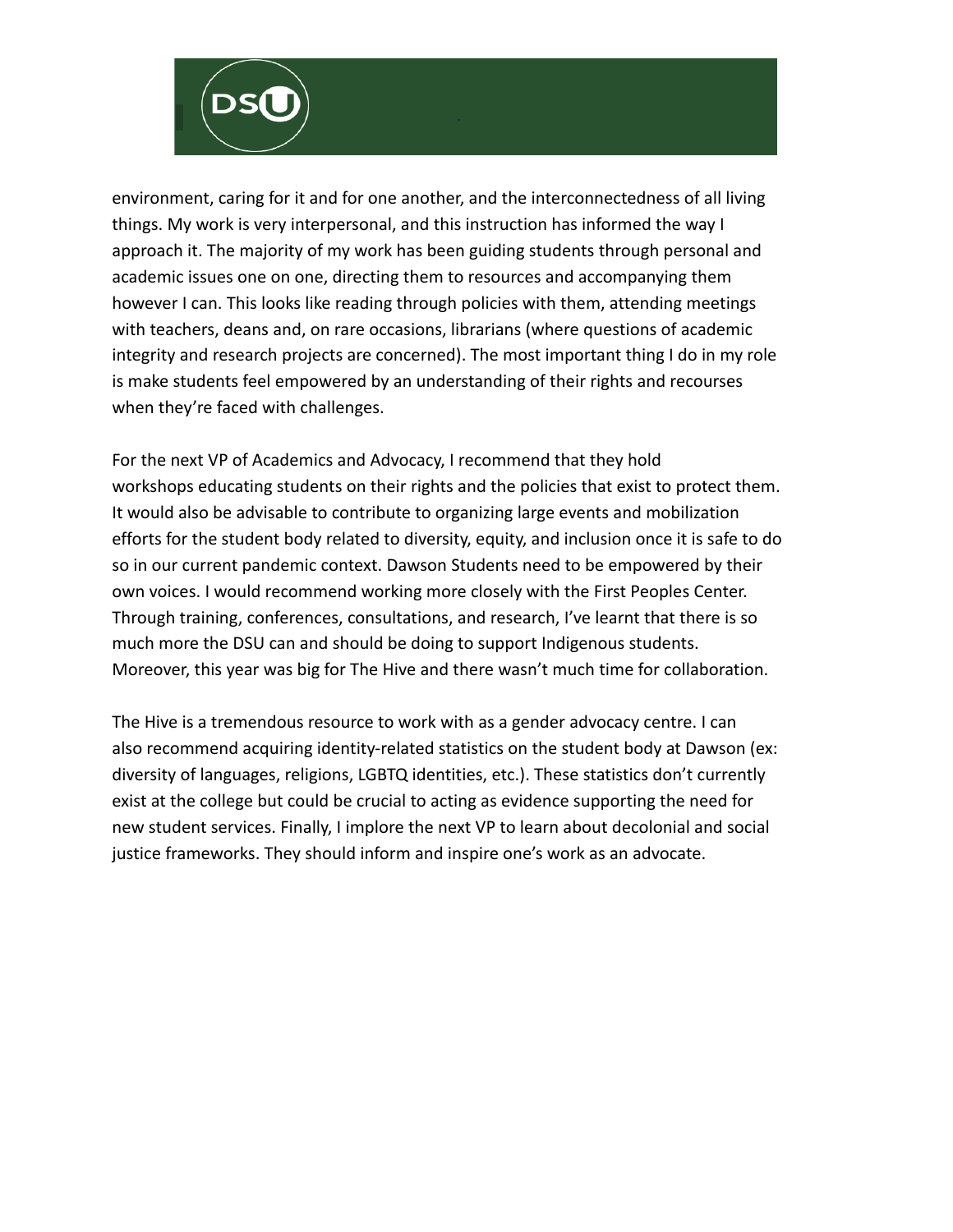environment, caring for it and for one another, and the interconnectedness of all living things. My work is very interpersonal, and this instruction has informed the way I approach it. The majority of my work has been guiding students through personal and academic issues one on one, directing them to resources and accompanying them however I can. This looks like reading through policies with them, attending meetings with teachers, deans and, on rare occasions, librarians (where questions of academic integrity and research projects are concerned). The most important thing I do in my role is make students feel empowered by an understanding of their rights and recourses when they're faced with challenges.

For the next VP of Academics and Advocacy, I recommend that they hold workshops educating students on their rights and the policies that exist to protect them. It would also be advisable to contribute to organizing large events and mobilization efforts for the student body related to diversity, equity, and inclusion once it is safe to do so in our current pandemic context. Dawson Students need to be empowered by their own voices. I would recommend working more closely with the First Peoples Center. Through training, conferences, consultations, and research, I've learnt that there is so much more the DSU can and should be doing to support Indigenous students. Moreover, this year was big for The Hive and there wasn't much time for collaboration.

The Hive is a tremendous resource to work with as a gender advocacy centre. I can also recommend acquiring identity-related statistics on the student body at Dawson (ex: diversity of languages, religions, LGBTQ identities, etc.). These statistics don't currently exist at the college but could be crucial to acting as evidence supporting the need for new student services. Finally, I implore the next VP to learn about decolonial and social justice frameworks. They should inform and inspire one's work as an advocate.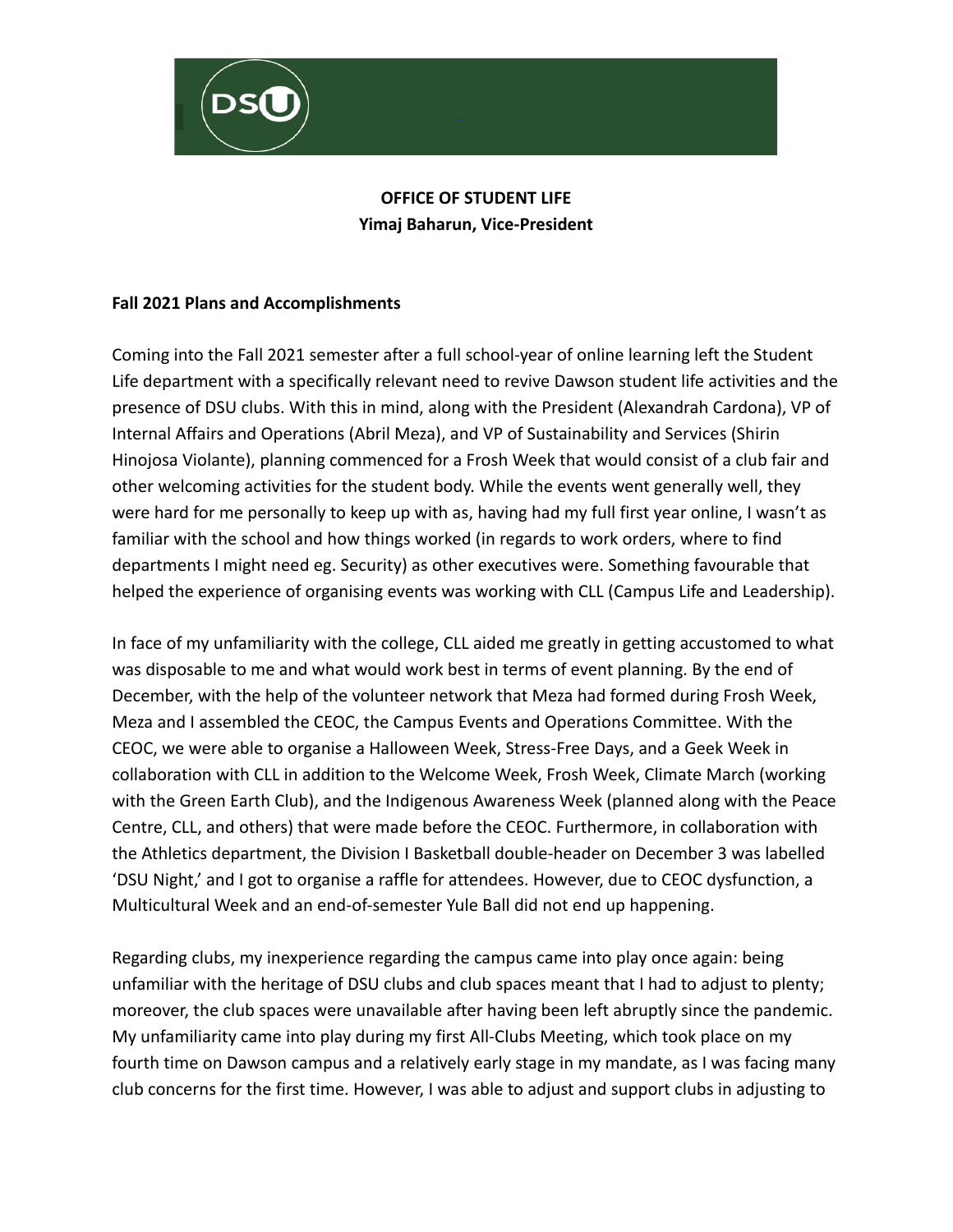**OFFICE OF STUDENT LIFE**
**Yimaj Baharun, Vice-President**

**Fall 2021 Plans and Accomplishments**

Coming into the Fall 2021 semester after a full school-year of online learning left the Student Life department with a specifically relevant need to revive Dawson student life activities and the presence of DSU clubs. With this in mind, along with the President (Alexandrah Cardona), VP of Internal Affairs and Operations (Abril Meza), and VP of Sustainability and Services (Shirin Hinojosa Violante), planning commenced for a Frosh Week that would consist of a club fair and other welcoming activities for the student body. While the events went generally well, they were hard for me personally to keep up with as, having had my full first year online, I wasn't as familiar with the school and how things worked (in regards to work orders, where to find departments I might need eg. Security) as other executives were. Something favourable that helped the experience of organising events was working with CLL (Campus Life and Leadership).

In face of my unfamiliarity with the college, CLL aided me greatly in getting accustomed to what was disposable to me and what would work best in terms of event planning. By the end of December, with the help of the volunteer network that Meza had formed during Frosh Week, Meza and I assembled the CEOC, the Campus Events and Operations Committee. With the CEOC, we were able to organise a Halloween Week, Stress-Free Days, and a Geek Week in collaboration with CLL in addition to the Welcome Week, Frosh Week, Climate March (working with the Green Earth Club), and the Indigenous Awareness Week (planned along with the Peace Centre, CLL, and others) that were made before the CEOC. Furthermore, in collaboration with the Athletics department, the Division I Basketball double-header on December 3 was labelled 'DSU Night,' and I got to organise a raffle for attendees. However, due to CEOC dysfunction, a Multicultural Week and an end-of-semester Yule Ball did not end up happening.

Regarding clubs, my inexperience regarding the campus came into play once again: being unfamiliar with the heritage of DSU clubs and club spaces meant that I had to adjust to plenty; moreover, the club spaces were unavailable after having been left abruptly since the pandemic. My unfamiliarity came into play during my first All-Clubs Meeting, which took place on my fourth time on Dawson campus and a relatively early stage in my mandate, as I was facing many club concerns for the first time. However, I was able to adjust and support clubs in adjusting to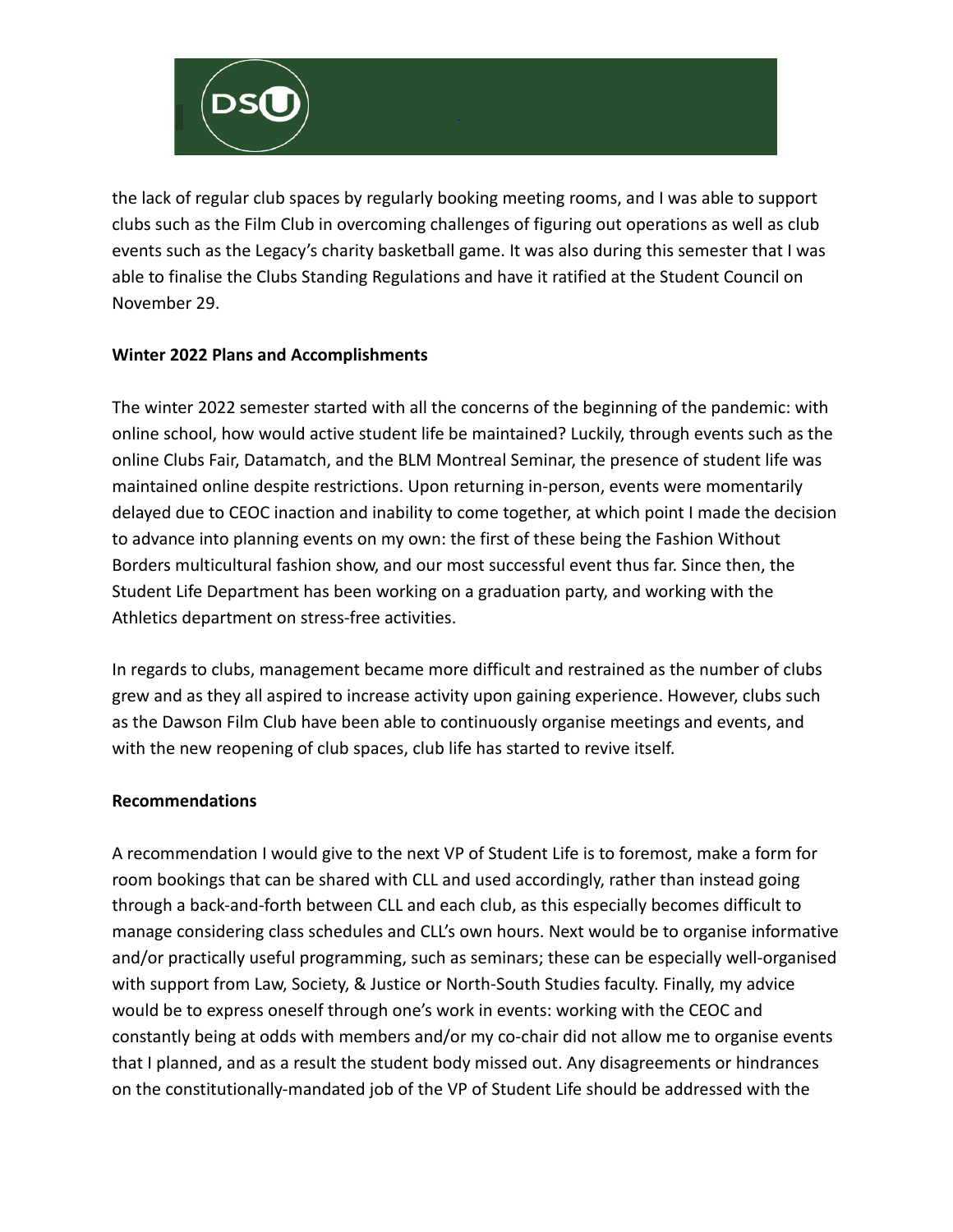the lack of regular club spaces by regularly booking meeting rooms, and I was able to support clubs such as the Film Club in overcoming challenges of figuring out operations as well as club events such as the Legacy's charity basketball game. It was also during this semester that I was able to finalise the Clubs Standing Regulations and have it ratified at the Student Council on November 29.

**Winter 2022 Plans and Accomplishments**

The winter 2022 semester started with all the concerns of the beginning of the pandemic: with online school, how would active student life be maintained? Luckily, through events such as the online Clubs Fair, Datamatch, and the BLM Montreal Seminar, the presence of student life was maintained online despite restrictions. Upon returning in-person, events were momentarily delayed due to CEOC inaction and inability to come together, at which point I made the decision to advance into planning events on my own: the first of these being the Fashion Without Borders multicultural fashion show, and our most successful event thus far. Since then, the Student Life Department has been working on a graduation party, and working with the Athletics department on stress-free activities.

In regards to clubs, management became more difficult and restrained as the number of clubs grew and as they all aspired to increase activity upon gaining experience. However, clubs such as the Dawson Film Club have been able to continuously organise meetings and events, and with the new reopening of club spaces, club life has started to revive itself.

**Recommendations**

A recommendation I would give to the next VP of Student Life is to foremost, make a form for room bookings that can be shared with CLL and used accordingly, rather than instead going through a back-and-forth between CLL and each club, as this especially becomes difficult to manage considering class schedules and CLL's own hours. Next would be to organise informative and/or practically useful programming, such as seminars; these can be especially well-organised with support from Law, Society, & Justice or North-South Studies faculty. Finally, my advice would be to express oneself through one's work in events: working with the CEOC and constantly being at odds with members and/or my co-chair did not allow me to organise events that I planned, and as a result the student body missed out. Any disagreements or hindrances on the constitutionally-mandated job of the VP of Student Life should be addressed with the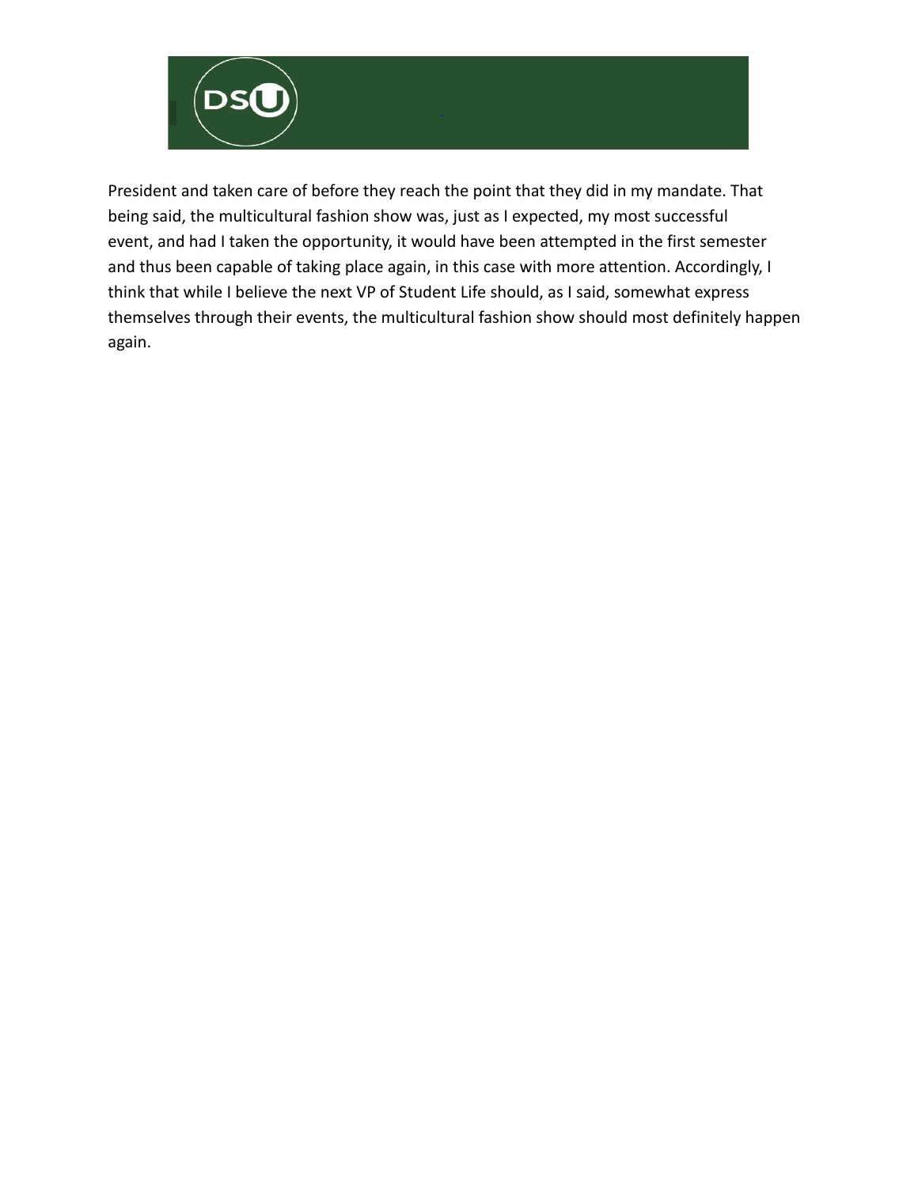President and taken care of before they reach the point that they did in my mandate. That being said, the multicultural fashion show was, just as I expected, my most successful event, and had I taken the opportunity, it would have been attempted in the first semester and thus been capable of taking place again, in this case with more attention. Accordingly, I think that while I believe the next VP of Student Life should, as I said, somewhat express themselves through their events, the multicultural fashion show should most definitely happen again.